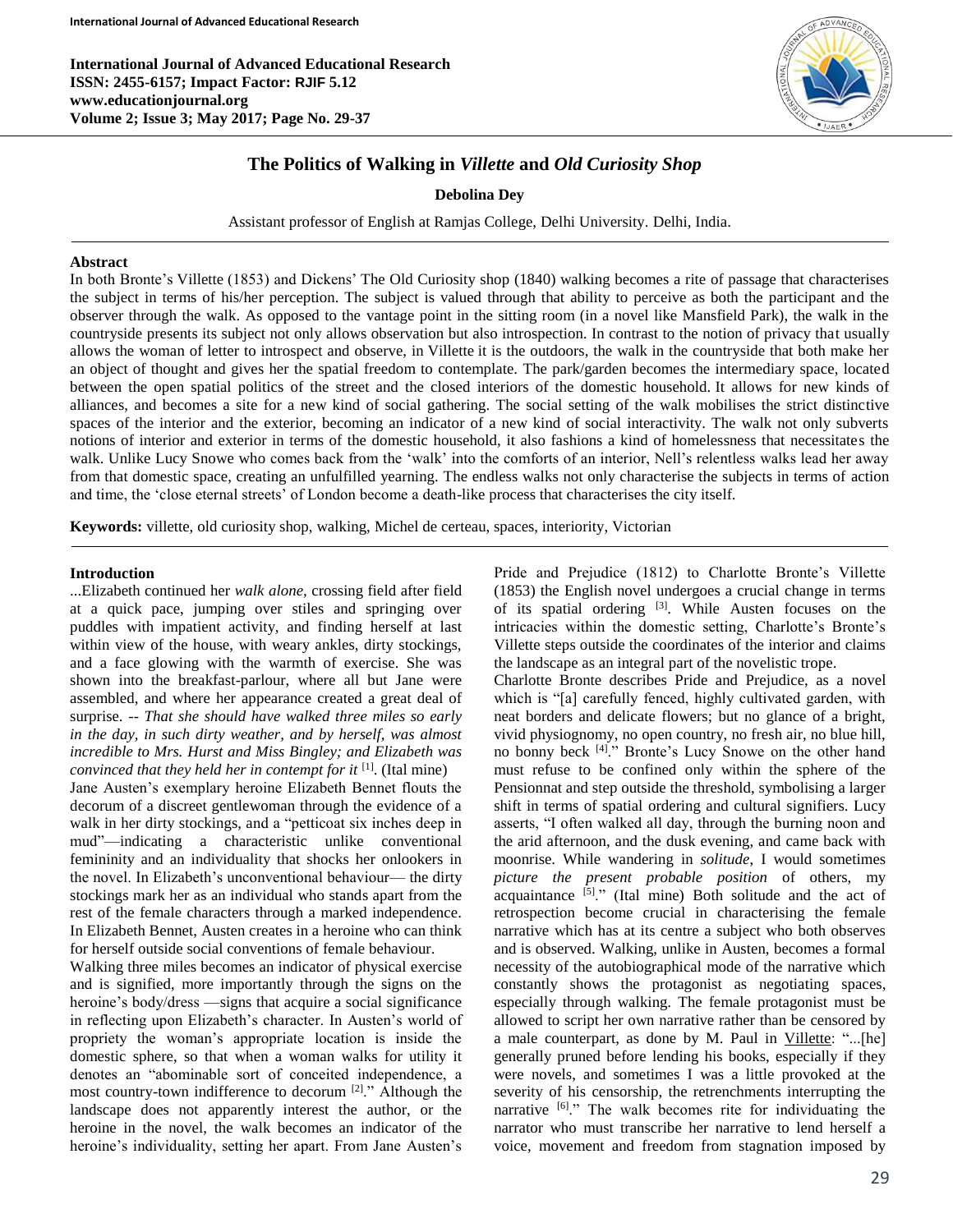# The Politics of Walking in *Villette* and *Old Curiosity Shop*

**Debolina Dey**

Assistant professor of English at Ramjas College, Delhi University. Delhi, India.

## Abstract

In both Bronte's Villette (1853) and Dickens' The Old Curiosity shop (1840) walking becomes a rite of passage that characterises the subject in terms of his/her perception. The subject is valued through that ability to perceive as both the participant and the observer through the walk. As opposed to the vantage point in the sitting room (in a novel like Mansfield Park), the walk in the countryside presents its subject not only allows observation but also introspection. In contrast to the notion of privacy that usually allows the woman of letter to introspect and observe, in Villette it is the outdoors, the walk in the countryside that both make her an object of thought and gives her the spatial freedom to contemplate. The park/garden becomes the intermediary space, located between the open spatial politics of the street and the closed interiors of the domestic household. It allows for new kinds of alliances, and becomes a site for a new kind of social gathering. The social setting of the walk mobilises the strict distinctive spaces of the interior and the exterior, becoming an indicator of a new kind of social interactivity. The walk not only subverts notions of interior and exterior in terms of the domestic household, it also fashions a kind of homelessness that necessitates the walk. Unlike Lucy Snowe who comes back from the 'walk' into the comforts of an interior, Nell's relentless walks lead her away from that domestic space, creating an unfulfilled yearning. The endless walks not only characterise the subjects in terms of action and time, the 'close eternal streets' of London become a death-like process that characterises the city itself.

**Keywords:** villette, old curiosity shop, walking, Michel de certeau, spaces, interiority, Victorian

## Introduction

...Elizabeth continued her *walk alone*, crossing field after field at a quick pace, jumping over stiles and springing over puddles with impatient activity, and finding herself at last within view of the house, with weary ankles, dirty stockings, and a face glowing with the warmth of exercise. She was shown into the breakfast-parlour, where all but Jane were assembled, and where her appearance created a great deal of surprise. -- *That she should have walked three miles so early in the day, in such dirty weather, and by herself, was almost incredible to Mrs. Hurst and Miss Bingley; and Elizabeth was convinced that they held her in contempt for it* [1]. (Ital mine)

Jane Austen's exemplary heroine Elizabeth Bennet flouts the decorum of a discreet gentlewoman through the evidence of a walk in her dirty stockings, and a "petticoat six inches deep in mud"—indicating a characteristic unlike conventional femininity and an individuality that shocks her onlookers in the novel. In Elizabeth's unconventional behaviour— the dirty stockings mark her as an individual who stands apart from the rest of the female characters through a marked independence. In Elizabeth Bennet, Austen creates in a heroine who can think for herself outside social conventions of female behaviour.

Walking three miles becomes an indicator of physical exercise and is signified, more importantly through the signs on the heroine's body/dress —signs that acquire a social significance in reflecting upon Elizabeth's character. In Austen's world of propriety the woman's appropriate location is inside the domestic sphere, so that when a woman walks for utility it denotes an "abominable sort of conceited independence, a most country-town indifference to decorum [2]." Although the landscape does not apparently interest the author, or the heroine in the novel, the walk becomes an indicator of the heroine's individuality, setting her apart. From Jane Austen's Pride and Prejudice (1812) to Charlotte Bronte's Villette (1853) the English novel undergoes a crucial change in terms of its spatial ordering [3]. While Austen focuses on the intricacies within the domestic setting, Charlotte's Bronte's Villette steps outside the coordinates of the interior and claims the landscape as an integral part of the novelistic trope.

Charlotte Bronte describes Pride and Prejudice, as a novel which is "[a] carefully fenced, highly cultivated garden, with neat borders and delicate flowers; but no glance of a bright, vivid physiognomy, no open country, no fresh air, no blue hill, no bonny beck [4]." Bronte's Lucy Snowe on the other hand must refuse to be confined only within the sphere of the Pensionnat and step outside the threshold, symbolising a larger shift in terms of spatial ordering and cultural signifiers. Lucy asserts, "I often walked all day, through the burning noon and the arid afternoon, and the dusk evening, and came back with moonrise. While wandering in *solitude*, I would sometimes *picture the present probable position* of others, my acquaintance [5]." (Ital mine) Both solitude and the act of retrospection become crucial in characterising the female narrative which has at its centre a subject who both observes and is observed. Walking, unlike in Austen, becomes a formal necessity of the autobiographical mode of the narrative which constantly shows the protagonist as negotiating spaces, especially through walking. The female protagonist must be allowed to script her own narrative rather than be censored by a male counterpart, as done by M. Paul in Villette: "...[he] generally pruned before lending his books, especially if they were novels, and sometimes I was a little provoked at the severity of his censorship, the retrenchments interrupting the narrative [6]." The walk becomes rite for individuating the narrator who must transcribe her narrative to lend herself a voice, movement and freedom from stagnation imposed by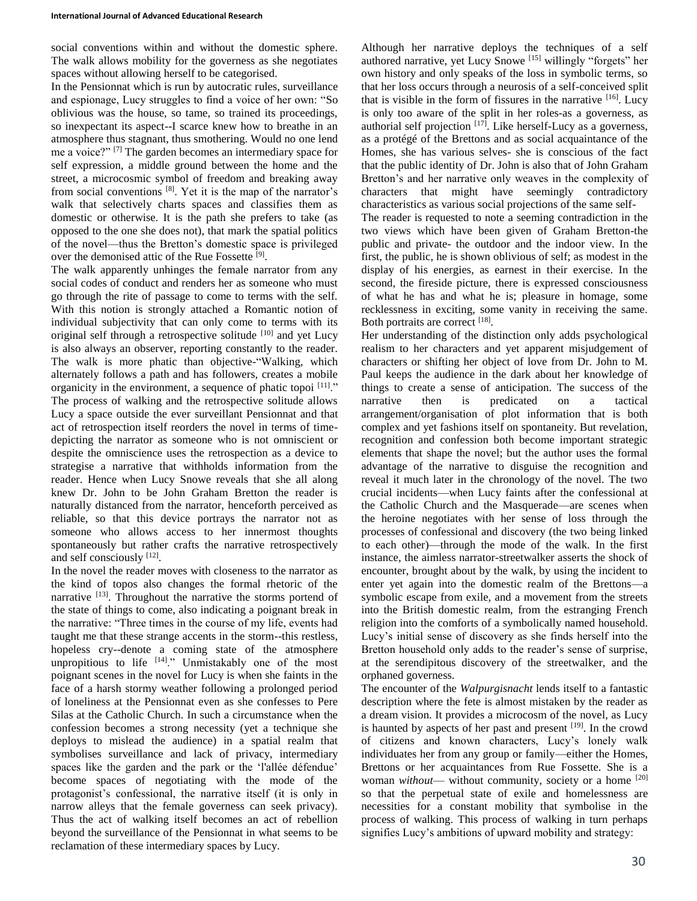social conventions within and without the domestic sphere. The walk allows mobility for the governess as she negotiates spaces without allowing herself to be categorised.

In the Pensionnat which is run by autocratic rules, surveillance and espionage, Lucy struggles to find a voice of her own: "So oblivious was the house, so tame, so trained its proceedings, so inexpectant its aspect--I scarce knew how to breathe in an atmosphere thus stagnant, thus smothering. Would no one lend me a voice?" [7] The garden becomes an intermediary space for self expression, a middle ground between the home and the street, a microcosmic symbol of freedom and breaking away from social conventions [8]. Yet it is the map of the narrator's walk that selectively charts spaces and classifies them as domestic or otherwise. It is the path she prefers to take (as opposed to the one she does not), that mark the spatial politics of the novel—thus the Bretton's domestic space is privileged over the demonised attic of the Rue Fossette [9].

The walk apparently unhinges the female narrator from any social codes of conduct and renders her as someone who must go through the rite of passage to come to terms with the self. With this notion is strongly attached a Romantic notion of individual subjectivity that can only come to terms with its original self through a retrospective solitude [10] and yet Lucy is also always an observer, reporting constantly to the reader. The walk is more phatic than objective-"Walking, which alternately follows a path and has followers, creates a mobile organicity in the environment, a sequence of phatic topoi [11]." The process of walking and the retrospective solitude allows Lucy a space outside the ever surveillant Pensionnat and that act of retrospection itself reorders the novel in terms of time-depicting the narrator as someone who is not omniscient or despite the omniscience uses the retrospection as a device to strategise a narrative that withholds information from the reader. Hence when Lucy Snowe reveals that she all along knew Dr. John to be John Graham Bretton the reader is naturally distanced from the narrator, henceforth perceived as reliable, so that this device portrays the narrator not as someone who allows access to her innermost thoughts spontaneously but rather crafts the narrative retrospectively and self consciously [12].

In the novel the reader moves with closeness to the narrator as the kind of topos also changes the formal rhetoric of the narrative [13]. Throughout the narrative the storms portend of the state of things to come, also indicating a poignant break in the narrative: "Three times in the course of my life, events had taught me that these strange accents in the storm--this restless, hopeless cry--denote a coming state of the atmosphere unpropitious to life [14]." Unmistakably one of the most poignant scenes in the novel for Lucy is when she faints in the face of a harsh stormy weather following a prolonged period of loneliness at the Pensionnat even as she confesses to Pere Silas at the Catholic Church. In such a circumstance when the confession becomes a strong necessity (yet a technique she deploys to mislead the audience) in a spatial realm that symbolises surveillance and lack of privacy, intermediary spaces like the garden and the park or the 'l'allée défendue' become spaces of negotiating with the mode of the protagonist's confessional, the narrative itself (it is only in narrow alleys that the female governess can seek privacy). Thus the act of walking itself becomes an act of rebellion beyond the surveillance of the Pensionnat in what seems to be reclamation of these intermediary spaces by Lucy.

Although her narrative deploys the techniques of a self authored narrative, yet Lucy Snowe [15] willingly "forgets" her own history and only speaks of the loss in symbolic terms, so that her loss occurs through a neurosis of a self-conceived split that is visible in the form of fissures in the narrative [16]. Lucy is only too aware of the split in her roles-as a governess, as authorial self projection [17]. Like herself-Lucy as a governess, as a protégé of the Brettons and as social acquaintance of the Homes, she has various selves- she is conscious of the fact that the public identity of Dr. John is also that of John Graham Bretton's and her narrative only weaves in the complexity of characters that might have seemingly contradictory characteristics as various social projections of the same self-

The reader is requested to note a seeming contradiction in the two views which have been given of Graham Bretton-the public and private- the outdoor and the indoor view. In the first, the public, he is shown oblivious of self; as modest in the display of his energies, as earnest in their exercise. In the second, the fireside picture, there is expressed consciousness of what he has and what he is; pleasure in homage, some recklessness in exciting, some vanity in receiving the same. Both portraits are correct [18].

Her understanding of the distinction only adds psychological realism to her characters and yet apparent misjudgement of characters or shifting her object of love from Dr. John to M. Paul keeps the audience in the dark about her knowledge of things to create a sense of anticipation. The success of the narrative then is predicated on a tactical arrangement/organisation of plot information that is both complex and yet fashions itself on spontaneity. But revelation, recognition and confession both become important strategic elements that shape the novel; but the author uses the formal advantage of the narrative to disguise the recognition and reveal it much later in the chronology of the novel. The two crucial incidents—when Lucy faints after the confessional at the Catholic Church and the Masquerade—are scenes when the heroine negotiates with her sense of loss through the processes of confessional and discovery (the two being linked to each other)—through the mode of the walk. In the first instance, the aimless narrator-streetwalker asserts the shock of encounter, brought about by the walk, by using the incident to enter yet again into the domestic realm of the Brettons—a symbolic escape from exile, and a movement from the streets into the British domestic realm, from the estranging French religion into the comforts of a symbolically named household. Lucy's initial sense of discovery as she finds herself into the Bretton household only adds to the reader's sense of surprise, at the serendipitous discovery of the streetwalker, and the orphaned governess.

The encounter of the *Walpurgisnacht* lends itself to a fantastic description where the fete is almost mistaken by the reader as a dream vision. It provides a microcosm of the novel, as Lucy is haunted by aspects of her past and present [19]. In the crowd of citizens and known characters, Lucy's lonely walk individuates her from any group or family—either the Homes, Brettons or her acquaintances from Rue Fossette. She is a woman *without*— without community, society or a home [20] so that the perpetual state of exile and homelessness are necessities for a constant mobility that symbolise in the process of walking. This process of walking in turn perhaps signifies Lucy's ambitions of upward mobility and strategy: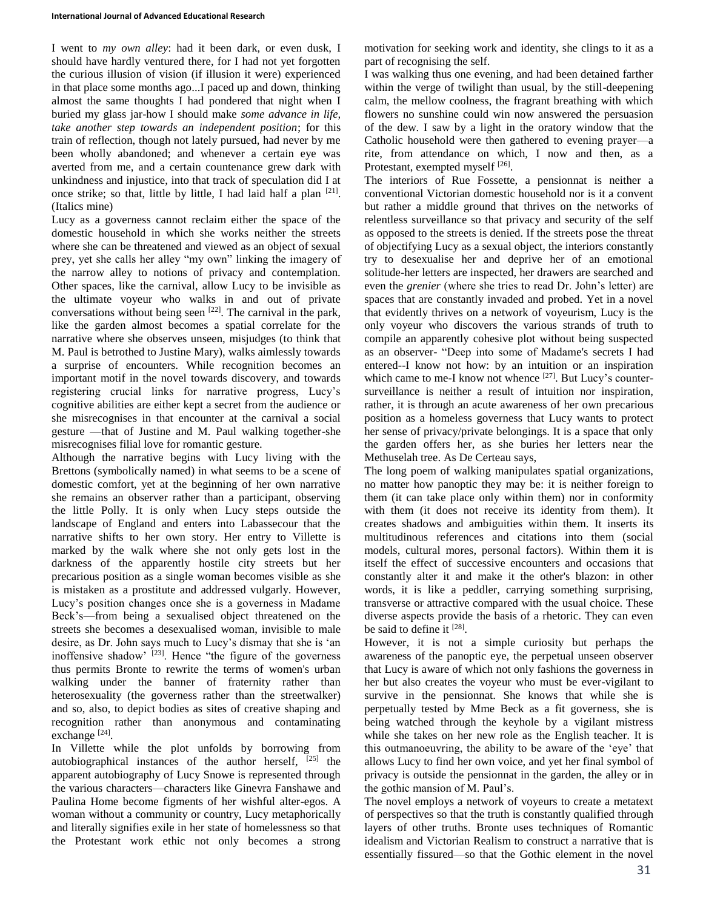I went to *my own alley*: had it been dark, or even dusk, I should have hardly ventured there, for I had not yet forgotten the curious illusion of vision (if illusion it were) experienced in that place some months ago...I paced up and down, thinking almost the same thoughts I had pondered that night when I buried my glass jar-how I should make *some advance in life, take another step towards an independent position*; for this train of reflection, though not lately pursued, had never by me been wholly abandoned; and whenever a certain eye was averted from me, and a certain countenance grew dark with unkindness and injustice, into that track of speculation did I at once strike; so that, little by little, I had laid half a plan [21]. (Italics mine)

Lucy as a governess cannot reclaim either the space of the domestic household in which she works neither the streets where she can be threatened and viewed as an object of sexual prey, yet she calls her alley "my own" linking the imagery of the narrow alley to notions of privacy and contemplation. Other spaces, like the carnival, allow Lucy to be invisible as the ultimate voyeur who walks in and out of private conversations without being seen [22]. The carnival in the park, like the garden almost becomes a spatial correlate for the narrative where she observes unseen, misjudges (to think that M. Paul is betrothed to Justine Mary), walks aimlessly towards a surprise of encounters. While recognition becomes an important motif in the novel towards discovery, and towards registering crucial links for narrative progress, Lucy's cognitive abilities are either kept a secret from the audience or she misrecognises in that encounter at the carnival a social gesture —that of Justine and M. Paul walking together-she misrecognises filial love for romantic gesture.

Although the narrative begins with Lucy living with the Brettons (symbolically named) in what seems to be a scene of domestic comfort, yet at the beginning of her own narrative she remains an observer rather than a participant, observing the little Polly. It is only when Lucy steps outside the landscape of England and enters into Labassecour that the narrative shifts to her own story. Her entry to Villette is marked by the walk where she not only gets lost in the darkness of the apparently hostile city streets but her precarious position as a single woman becomes visible as she is mistaken as a prostitute and addressed vulgarly. However, Lucy's position changes once she is a governess in Madame Beck's—from being a sexualised object threatened on the streets she becomes a desexualised woman, invisible to male desire, as Dr. John says much to Lucy's dismay that she is 'an inoffensive shadow' [23]. Hence "the figure of the governess thus permits Bronte to rewrite the terms of women's urban walking under the banner of fraternity rather than heterosexuality (the governess rather than the streetwalker) and so, also, to depict bodies as sites of creative shaping and recognition rather than anonymous and contaminating exchange [24].

In Villette while the plot unfolds by borrowing from autobiographical instances of the author herself, [25] the apparent autobiography of Lucy Snowe is represented through the various characters—characters like Ginevra Fanshawe and Paulina Home become figments of her wishful alter-egos. A woman without a community or country, Lucy metaphorically and literally signifies exile in her state of homelessness so that the Protestant work ethic not only becomes a strong motivation for seeking work and identity, she clings to it as a part of recognising the self.

I was walking thus one evening, and had been detained farther within the verge of twilight than usual, by the still-deepening calm, the mellow coolness, the fragrant breathing with which flowers no sunshine could win now answered the persuasion of the dew. I saw by a light in the oratory window that the Catholic household were then gathered to evening prayer—a rite, from attendance on which, I now and then, as a Protestant, exempted myself [26].

The interiors of Rue Fossette, a pensionnat is neither a conventional Victorian domestic household nor is it a convent but rather a middle ground that thrives on the networks of relentless surveillance so that privacy and security of the self as opposed to the streets is denied. If the streets pose the threat of objectifying Lucy as a sexual object, the interiors constantly try to desexualise her and deprive her of an emotional solitude-her letters are inspected, her drawers are searched and even the *grenier* (where she tries to read Dr. John's letter) are spaces that are constantly invaded and probed. Yet in a novel that evidently thrives on a network of voyeurism, Lucy is the only voyeur who discovers the various strands of truth to compile an apparently cohesive plot without being suspected as an observer- "Deep into some of Madame's secrets I had entered--I know not how: by an intuition or an inspiration which came to me-I know not whence [27]. But Lucy's counter-surveillance is neither a result of intuition nor inspiration, rather, it is through an acute awareness of her own precarious position as a homeless governess that Lucy wants to protect her sense of privacy/private belongings. It is a space that only the garden offers her, as she buries her letters near the Methuselah tree. As De Certeau says,

The long poem of walking manipulates spatial organizations, no matter how panoptic they may be: it is neither foreign to them (it can take place only within them) nor in conformity with them (it does not receive its identity from them). It creates shadows and ambiguities within them. It inserts its multitudinous references and citations into them (social models, cultural mores, personal factors). Within them it is itself the effect of successive encounters and occasions that constantly alter it and make it the other's blazon: in other words, it is like a peddler, carrying something surprising, transverse or attractive compared with the usual choice. These diverse aspects provide the basis of a rhetoric. They can even be said to define it [28].

However, it is not a simple curiosity but perhaps the awareness of the panoptic eye, the perpetual unseen observer that Lucy is aware of which not only fashions the governess in her but also creates the voyeur who must be ever-vigilant to survive in the pensionnat. She knows that while she is perpetually tested by Mme Beck as a fit governess, she is being watched through the keyhole by a vigilant mistress while she takes on her new role as the English teacher. It is this outmanoeuvring, the ability to be aware of the 'eye' that allows Lucy to find her own voice, and yet her final symbol of privacy is outside the pensionnat in the garden, the alley or in the gothic mansion of M. Paul's.

The novel employs a network of voyeurs to create a metatext of perspectives so that the truth is constantly qualified through layers of other truths. Bronte uses techniques of Romantic idealism and Victorian Realism to construct a narrative that is essentially fissured—so that the Gothic element in the novel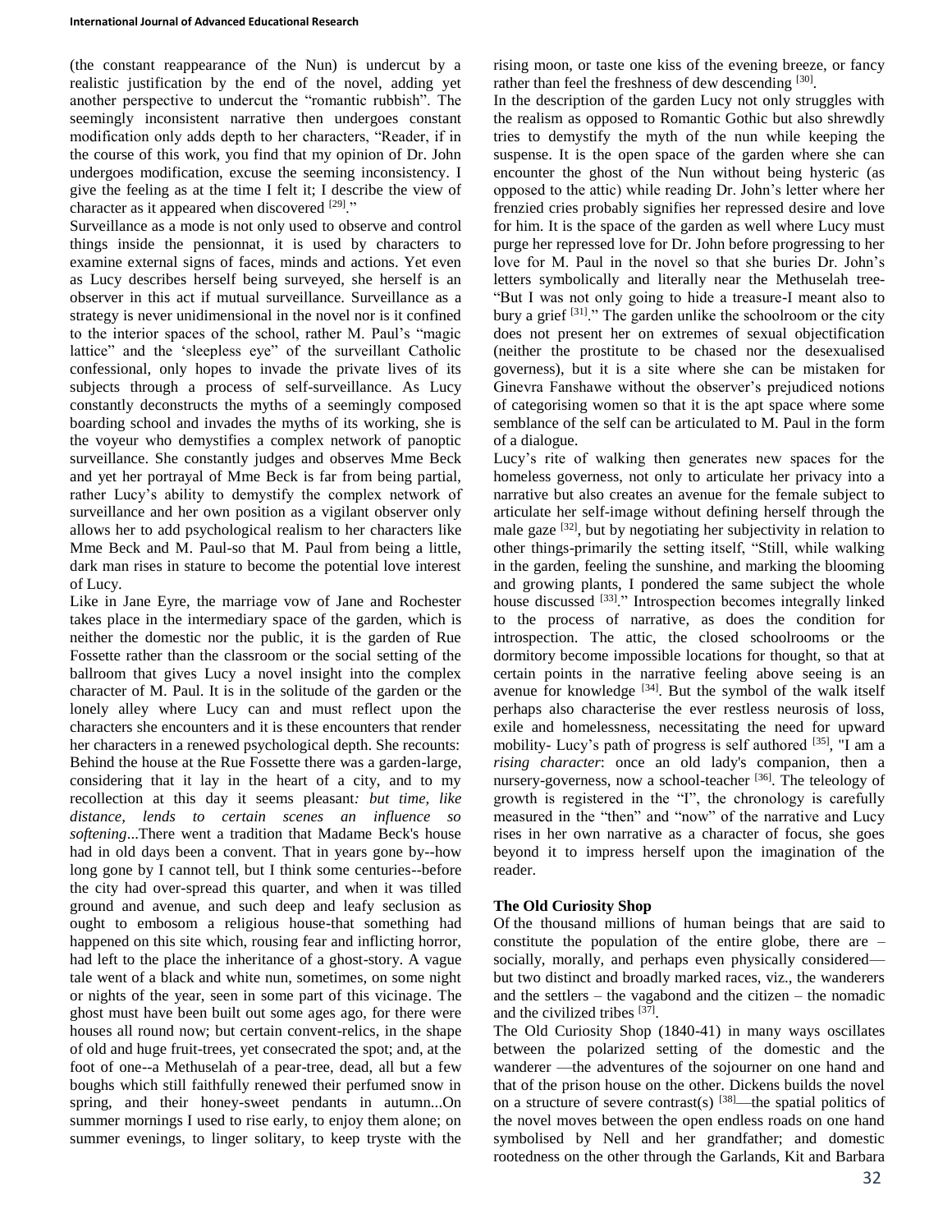(the constant reappearance of the Nun) is undercut by a realistic justification by the end of the novel, adding yet another perspective to undercut the "romantic rubbish". The seemingly inconsistent narrative then undergoes constant modification only adds depth to her characters, "Reader, if in the course of this work, you find that my opinion of Dr. John undergoes modification, excuse the seeming inconsistency. I give the feeling as at the time I felt it; I describe the view of character as it appeared when discovered [29]."

Surveillance as a mode is not only used to observe and control things inside the pensionnat, it is used by characters to examine external signs of faces, minds and actions. Yet even as Lucy describes herself being surveyed, she herself is an observer in this act if mutual surveillance. Surveillance as a strategy is never unidimensional in the novel nor is it confined to the interior spaces of the school, rather M. Paul's "magic lattice" and the 'sleepless eye" of the surveillant Catholic confessional, only hopes to invade the private lives of its subjects through a process of self-surveillance. As Lucy constantly deconstructs the myths of a seemingly composed boarding school and invades the myths of its working, she is the voyeur who demystifies a complex network of panoptic surveillance. She constantly judges and observes Mme Beck and yet her portrayal of Mme Beck is far from being partial, rather Lucy's ability to demystify the complex network of surveillance and her own position as a vigilant observer only allows her to add psychological realism to her characters like Mme Beck and M. Paul-so that M. Paul from being a little, dark man rises in stature to become the potential love interest of Lucy.

Like in Jane Eyre, the marriage vow of Jane and Rochester takes place in the intermediary space of the garden, which is neither the domestic nor the public, it is the garden of Rue Fossette rather than the classroom or the social setting of the ballroom that gives Lucy a novel insight into the complex character of M. Paul. It is in the solitude of the garden or the lonely alley where Lucy can and must reflect upon the characters she encounters and it is these encounters that render her characters in a renewed psychological depth. She recounts:

Behind the house at the Rue Fossette there was a garden-large, considering that it lay in the heart of a city, and to my recollection at this day it seems pleasant*: but time, like distance, lends to certain scenes an influence so softening*...There went a tradition that Madame Beck's house had in old days been a convent. That in years gone by--how long gone by I cannot tell, but I think some centuries--before the city had over-spread this quarter, and when it was tilled ground and avenue, and such deep and leafy seclusion as ought to embosom a religious house-that something had happened on this site which, rousing fear and inflicting horror, had left to the place the inheritance of a ghost-story. A vague tale went of a black and white nun, sometimes, on some night or nights of the year, seen in some part of this vicinage. The ghost must have been built out some ages ago, for there were houses all round now; but certain convent-relics, in the shape of old and huge fruit-trees, yet consecrated the spot; and, at the foot of one--a Methuselah of a pear-tree, dead, all but a few boughs which still faithfully renewed their perfumed snow in spring, and their honey-sweet pendants in autumn...On summer mornings I used to rise early, to enjoy them alone; on summer evenings, to linger solitary, to keep tryste with the rising moon, or taste one kiss of the evening breeze, or fancy rather than feel the freshness of dew descending [30].

In the description of the garden Lucy not only struggles with the realism as opposed to Romantic Gothic but also shrewdly tries to demystify the myth of the nun while keeping the suspense. It is the open space of the garden where she can encounter the ghost of the Nun without being hysteric (as opposed to the attic) while reading Dr. John's letter where her frenzied cries probably signifies her repressed desire and love for him. It is the space of the garden as well where Lucy must purge her repressed love for Dr. John before progressing to her love for M. Paul in the novel so that she buries Dr. John's letters symbolically and literally near the Methuselah tree- "But I was not only going to hide a treasure-I meant also to bury a grief [31]." The garden unlike the schoolroom or the city does not present her on extremes of sexual objectification (neither the prostitute to be chased nor the desexualised governess), but it is a site where she can be mistaken for Ginevra Fanshawe without the observer's prejudiced notions of categorising women so that it is the apt space where some semblance of the self can be articulated to M. Paul in the form of a dialogue.

Lucy's rite of walking then generates new spaces for the homeless governess, not only to articulate her privacy into a narrative but also creates an avenue for the female subject to articulate her self-image without defining herself through the male gaze [32], but by negotiating her subjectivity in relation to other things-primarily the setting itself, "Still, while walking in the garden, feeling the sunshine, and marking the blooming and growing plants, I pondered the same subject the whole house discussed [33]." Introspection becomes integrally linked to the process of narrative, as does the condition for introspection. The attic, the closed schoolrooms or the dormitory become impossible locations for thought, so that at certain points in the narrative feeling above seeing is an avenue for knowledge [34]. But the symbol of the walk itself perhaps also characterise the ever restless neurosis of loss, exile and homelessness, necessitating the need for upward mobility- Lucy's path of progress is self authored [35], "I am a *rising character*: once an old lady's companion, then a nursery-governess, now a school-teacher [36]. The teleology of growth is registered in the "I", the chronology is carefully measured in the "then" and "now" of the narrative and Lucy rises in her own narrative as a character of focus, she goes beyond it to impress herself upon the imagination of the reader.

## The Old Curiosity Shop

Of the thousand millions of human beings that are said to constitute the population of the entire globe, there are – socially, morally, and perhaps even physically considered— but two distinct and broadly marked races, viz., the wanderers and the settlers – the vagabond and the citizen – the nomadic and the civilized tribes [37].

The Old Curiosity Shop (1840-41) in many ways oscillates between the polarized setting of the domestic and the wanderer —the adventures of the sojourner on one hand and that of the prison house on the other. Dickens builds the novel on a structure of severe contrast(s) [38]—the spatial politics of the novel moves between the open endless roads on one hand symbolised by Nell and her grandfather; and domestic rootedness on the other through the Garlands, Kit and Barbara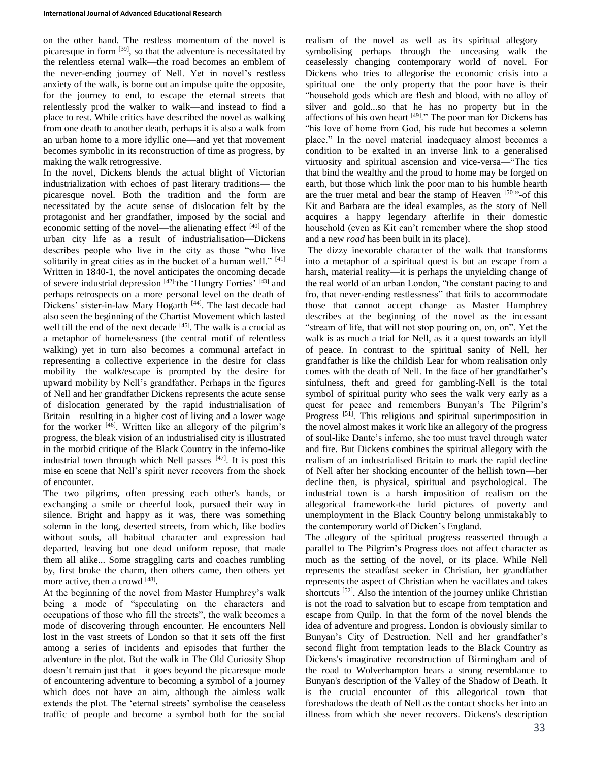on the other hand. The restless momentum of the novel is picaresque in form [39], so that the adventure is necessitated by the relentless eternal walk—the road becomes an emblem of the never-ending journey of Nell. Yet in novel's restless anxiety of the walk, is borne out an impulse quite the opposite, for the journey to end, to escape the eternal streets that relentlessly prod the walker to walk—and instead to find a place to rest. While critics have described the novel as walking from one death to another death, perhaps it is also a walk from an urban home to a more idyllic one—and yet that movement becomes symbolic in its reconstruction of time as progress, by making the walk retrogressive.

In the novel, Dickens blends the actual blight of Victorian industrialization with echoes of past literary traditions— the picaresque novel. Both the tradition and the form are necessitated by the acute sense of dislocation felt by the protagonist and her grandfather, imposed by the social and economic setting of the novel—the alienating effect [40] of the urban city life as a result of industrialisation—Dickens describes people who live in the city as those "who live solitarily in great cities as in the bucket of a human well." [41] Written in 1840-1, the novel anticipates the oncoming decade of severe industrial depression [42]-the 'Hungry Forties' [43] and perhaps retrospects on a more personal level on the death of Dickens' sister-in-law Mary Hogarth [44]. The last decade had also seen the beginning of the Chartist Movement which lasted well till the end of the next decade [45]. The walk is a crucial as a metaphor of homelessness (the central motif of relentless walking) yet in turn also becomes a communal artefact in representing a collective experience in the desire for class mobility—the walk/escape is prompted by the desire for upward mobility by Nell's grandfather. Perhaps in the figures of Nell and her grandfather Dickens represents the acute sense of dislocation generated by the rapid industrialisation of Britain—resulting in a higher cost of living and a lower wage for the worker [46]. Written like an allegory of the pilgrim's progress, the bleak vision of an industrialised city is illustrated in the morbid critique of the Black Country in the inferno-like industrial town through which Nell passes [47]. It is post this mise en scene that Nell's spirit never recovers from the shock of encounter.

The two pilgrims, often pressing each other's hands, or exchanging a smile or cheerful look, pursued their way in silence. Bright and happy as it was, there was something solemn in the long, deserted streets, from which, like bodies without souls, all habitual character and expression had departed, leaving but one dead uniform repose, that made them all alike... Some straggling carts and coaches rumbling by, first broke the charm, then others came, then others yet more active, then a crowd [48].

At the beginning of the novel from Master Humphrey's walk being a mode of "speculating on the characters and occupations of those who fill the streets", the walk becomes a mode of discovering through encounter. He encounters Nell lost in the vast streets of London so that it sets off the first among a series of incidents and episodes that further the adventure in the plot. But the walk in The Old Curiosity Shop doesn't remain just that—it goes beyond the picaresque mode of encountering adventure to becoming a symbol of a journey which does not have an aim, although the aimless walk extends the plot. The 'eternal streets' symbolise the ceaseless traffic of people and become a symbol both for the social realism of the novel as well as its spiritual allegory—symbolising perhaps through the unceasing walk the ceaselessly changing contemporary world of novel. For Dickens who tries to allegorise the economic crisis into a spiritual one—the only property that the poor have is their "household gods which are flesh and blood, with no alloy of silver and gold...so that he has no property but in the affections of his own heart [49]." The poor man for Dickens has "his love of home from God, his rude hut becomes a solemn place." In the novel material inadequacy almost becomes a condition to be exalted in an inverse link to a generalised virtuosity and spiritual ascension and vice-versa—"The ties that bind the wealthy and the proud to home may be forged on earth, but those which link the poor man to his humble hearth are the truer metal and bear the stamp of Heaven [50]"-of this Kit and Barbara are the ideal examples, as the story of Nell acquires a happy legendary afterlife in their domestic household (even as Kit can't remember where the shop stood and a new *road* has been built in its place).

The dizzy inexorable character of the walk that transforms into a metaphor of a spiritual quest is but an escape from a harsh, material reality—it is perhaps the unyielding change of the real world of an urban London, "the constant pacing to and fro, that never-ending restlessness" that fails to accommodate those that cannot accept change—as Master Humphrey describes at the beginning of the novel as the incessant "stream of life, that will not stop pouring on, on, on". Yet the walk is as much a trial for Nell, as it a quest towards an idyll of peace. In contrast to the spiritual sanity of Nell, her grandfather is like the childish Lear for whom realisation only comes with the death of Nell. In the face of her grandfather's sinfulness, theft and greed for gambling-Nell is the total symbol of spiritual purity who sees the walk very early as a quest for peace and remembers Bunyan's The Pilgrim's Progress [51]. This religious and spiritual superimposition in the novel almost makes it work like an allegory of the progress of soul-like Dante's inferno, she too must travel through water and fire. But Dickens combines the spiritual allegory with the realism of an industrialised Britain to mark the rapid decline of Nell after her shocking encounter of the hellish town—her decline then, is physical, spiritual and psychological. The industrial town is a harsh imposition of realism on the allegorical framework-the lurid pictures of poverty and unemployment in the Black Country belong unmistakably to the contemporary world of Dicken's England.

The allegory of the spiritual progress reasserted through a parallel to The Pilgrim's Progress does not affect character as much as the setting of the novel, or its place. While Nell represents the steadfast seeker in Christian, her grandfather represents the aspect of Christian when he vacillates and takes shortcuts [52]. Also the intention of the journey unlike Christian is not the road to salvation but to escape from temptation and escape from Quilp. In that the form of the novel blends the idea of adventure and progress. London is obviously similar to Bunyan's City of Destruction. Nell and her grandfather's second flight from temptation leads to the Black Country as Dickens's imaginative reconstruction of Birmingham and of the road to Wolverhampton bears a strong resemblance to Bunyan's description of the Valley of the Shadow of Death. It is the crucial encounter of this allegorical town that foreshadows the death of Nell as the contact shocks her into an illness from which she never recovers. Dickens's description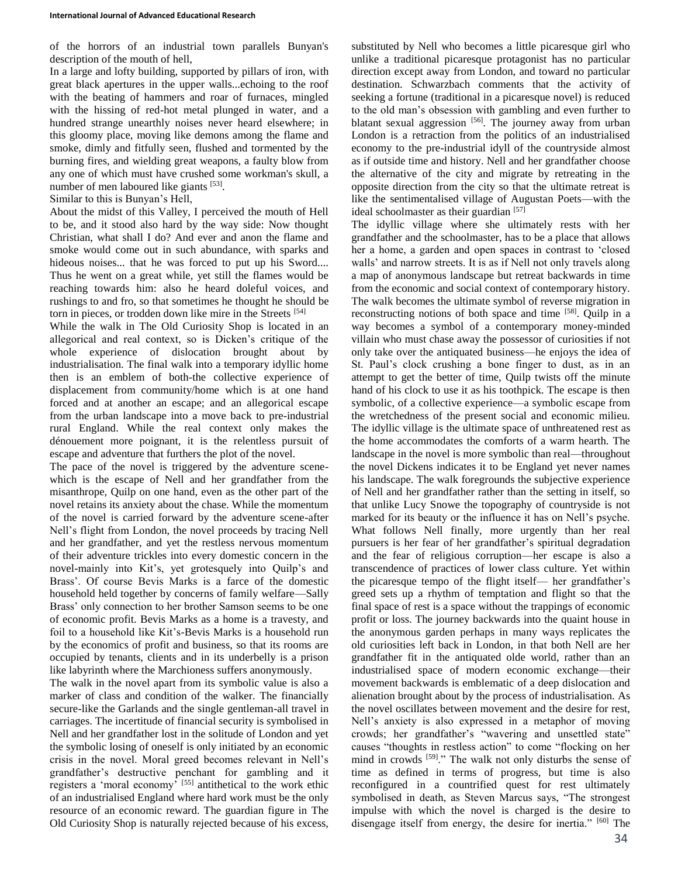of the horrors of an industrial town parallels Bunyan's description of the mouth of hell,

In a large and lofty building, supported by pillars of iron, with great black apertures in the upper walls...echoing to the roof with the beating of hammers and roar of furnaces, mingled with the hissing of red-hot metal plunged in water, and a hundred strange unearthly noises never heard elsewhere; in this gloomy place, moving like demons among the flame and smoke, dimly and fitfully seen, flushed and tormented by the burning fires, and wielding great weapons, a faulty blow from any one of which must have crushed some workman's skull, a number of men laboured like giants [53].

Similar to this is Bunyan's Hell,

About the midst of this Valley, I perceived the mouth of Hell to be, and it stood also hard by the way side: Now thought Christian, what shall I do? And ever and anon the flame and smoke would come out in such abundance, with sparks and hideous noises... that he was forced to put up his Sword.... Thus he went on a great while, yet still the flames would be reaching towards him: also he heard doleful voices, and rushings to and fro, so that sometimes he thought he should be torn in pieces, or trodden down like mire in the Streets [54]

While the walk in The Old Curiosity Shop is located in an allegorical and real context, so is Dicken's critique of the whole experience of dislocation brought about by industrialisation. The final walk into a temporary idyllic home then is an emblem of both-the collective experience of displacement from community/home which is at one hand forced and at another an escape; and an allegorical escape from the urban landscape into a move back to pre-industrial rural England. While the real context only makes the dénouement more poignant, it is the relentless pursuit of escape and adventure that furthers the plot of the novel.

The pace of the novel is triggered by the adventure scene-which is the escape of Nell and her grandfather from the misanthrope, Quilp on one hand, even as the other part of the novel retains its anxiety about the chase. While the momentum of the novel is carried forward by the adventure scene-after Nell's flight from London, the novel proceeds by tracing Nell and her grandfather, and yet the restless nervous momentum of their adventure trickles into every domestic concern in the novel-mainly into Kit's, yet grotesquely into Quilp's and Brass'. Of course Bevis Marks is a farce of the domestic household held together by concerns of family welfare—Sally Brass' only connection to her brother Samson seems to be one of economic profit. Bevis Marks as a home is a travesty, and foil to a household like Kit's-Bevis Marks is a household run by the economics of profit and business, so that its rooms are occupied by tenants, clients and in its underbelly is a prison like labyrinth where the Marchioness suffers anonymously.

The walk in the novel apart from its symbolic value is also a marker of class and condition of the walker. The financially secure-like the Garlands and the single gentleman-all travel in carriages. The incertitude of financial security is symbolised in Nell and her grandfather lost in the solitude of London and yet the symbolic losing of oneself is only initiated by an economic crisis in the novel. Moral greed becomes relevant in Nell's grandfather's destructive penchant for gambling and it registers a 'moral economy' [55] antithetical to the work ethic of an industrialised England where hard work must be the only resource of an economic reward. The guardian figure in The Old Curiosity Shop is naturally rejected because of his excess, substituted by Nell who becomes a little picaresque girl who unlike a traditional picaresque protagonist has no particular direction except away from London, and toward no particular destination. Schwarzbach comments that the activity of seeking a fortune (traditional in a picaresque novel) is reduced to the old man's obsession with gambling and even further to blatant sexual aggression [56]. The journey away from urban London is a retraction from the politics of an industrialised economy to the pre-industrial idyll of the countryside almost as if outside time and history. Nell and her grandfather choose the alternative of the city and migrate by retreating in the opposite direction from the city so that the ultimate retreat is like the sentimentalised village of Augustan Poets—with the ideal schoolmaster as their guardian [57]

The idyllic village where she ultimately rests with her grandfather and the schoolmaster, has to be a place that allows her a home, a garden and open spaces in contrast to 'closed walls' and narrow streets. It is as if Nell not only travels along a map of anonymous landscape but retreat backwards in time from the economic and social context of contemporary history. The walk becomes the ultimate symbol of reverse migration in reconstructing notions of both space and time [58]. Quilp in a way becomes a symbol of a contemporary money-minded villain who must chase away the possessor of curiosities if not only take over the antiquated business—he enjoys the idea of St. Paul's clock crushing a bone finger to dust, as in an attempt to get the better of time, Quilp twists off the minute hand of his clock to use it as his toothpick. The escape is then symbolic, of a collective experience—a symbolic escape from the wretchedness of the present social and economic milieu. The idyllic village is the ultimate space of unthreatened rest as the home accommodates the comforts of a warm hearth. The landscape in the novel is more symbolic than real—throughout the novel Dickens indicates it to be England yet never names his landscape. The walk foregrounds the subjective experience of Nell and her grandfather rather than the setting in itself, so that unlike Lucy Snowe the topography of countryside is not marked for its beauty or the influence it has on Nell's psyche. What follows Nell finally, more urgently than her real pursuers is her fear of her grandfather's spiritual degradation and the fear of religious corruption—her escape is also a transcendence of practices of lower class culture. Yet within the picaresque tempo of the flight itself— her grandfather's greed sets up a rhythm of temptation and flight so that the final space of rest is a space without the trappings of economic profit or loss. The journey backwards into the quaint house in the anonymous garden perhaps in many ways replicates the old curiosities left back in London, in that both Nell are her grandfather fit in the antiquated olde world, rather than an industrialised space of modern economic exchange—their movement backwards is emblematic of a deep dislocation and alienation brought about by the process of industrialisation. As the novel oscillates between movement and the desire for rest, Nell's anxiety is also expressed in a metaphor of moving crowds; her grandfather's "wavering and unsettled state" causes "thoughts in restless action" to come "flocking on her mind in crowds [59]." The walk not only disturbs the sense of time as defined in terms of progress, but time is also reconfigured in a countrified quest for rest ultimately symbolised in death, as Steven Marcus says, "The strongest impulse with which the novel is charged is the desire to disengage itself from energy, the desire for inertia." [60] The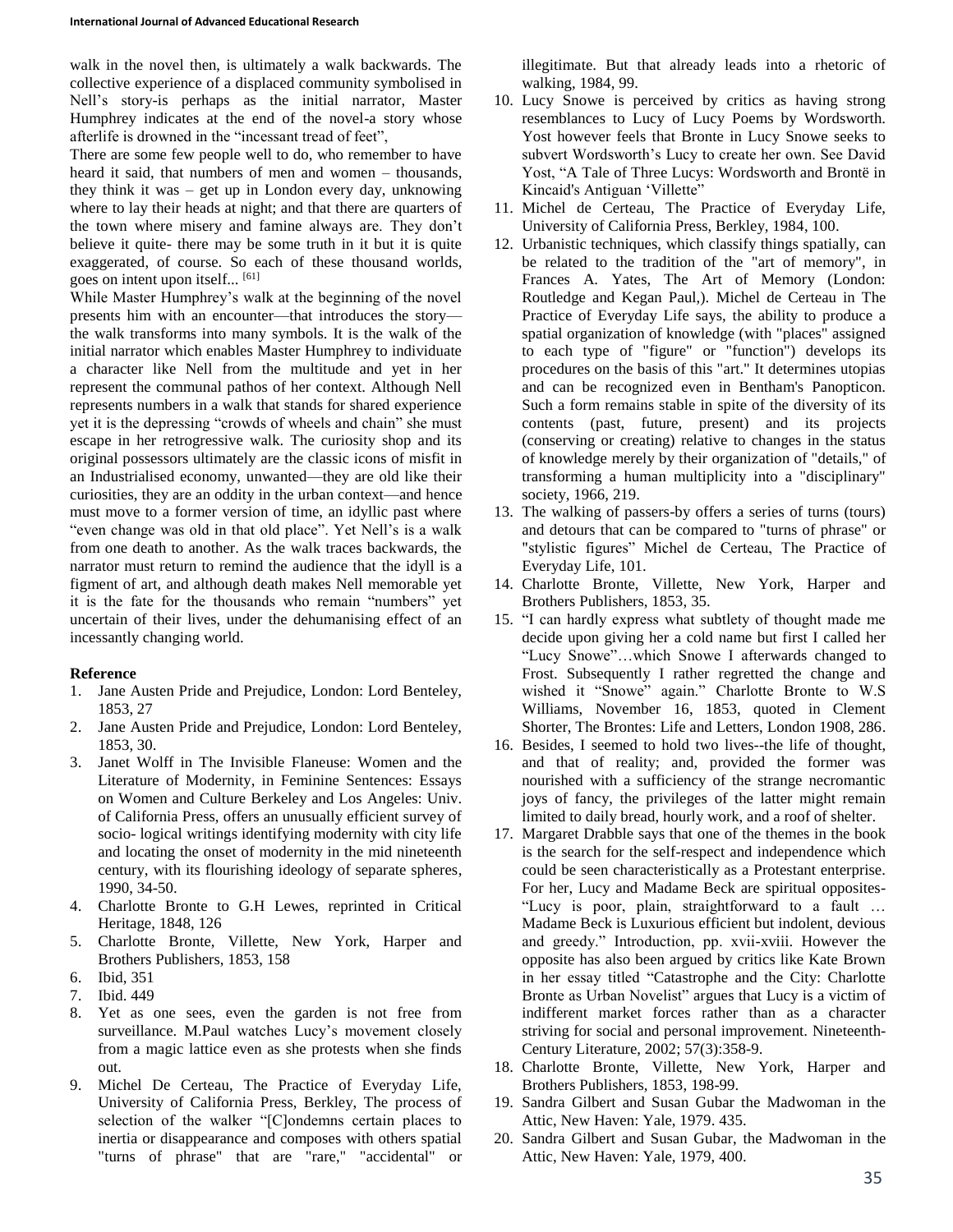walk in the novel then, is ultimately a walk backwards. The collective experience of a displaced community symbolised in Nell's story-is perhaps as the initial narrator, Master Humphrey indicates at the end of the novel-a story whose afterlife is drowned in the "incessant tread of feet",

There are some few people well to do, who remember to have heard it said, that numbers of men and women – thousands, they think it was – get up in London every day, unknowing where to lay their heads at night; and that there are quarters of the town where misery and famine always are. They don't believe it quite- there may be some truth in it but it is quite exaggerated, of course. So each of these thousand worlds, goes on intent upon itself... [61]

While Master Humphrey's walk at the beginning of the novel presents him with an encounter—that introduces the story—the walk transforms into many symbols. It is the walk of the initial narrator which enables Master Humphrey to individuate a character like Nell from the multitude and yet in her represent the communal pathos of her context. Although Nell represents numbers in a walk that stands for shared experience yet it is the depressing "crowds of wheels and chain" she must escape in her retrogressive walk. The curiosity shop and its original possessors ultimately are the classic icons of misfit in an Industrialised economy, unwanted—they are old like their curiosities, they are an oddity in the urban context—and hence must move to a former version of time, an idyllic past where "even change was old in that old place". Yet Nell's is a walk from one death to another. As the walk traces backwards, the narrator must return to remind the audience that the idyll is a figment of art, and although death makes Nell memorable yet it is the fate for the thousands who remain "numbers" yet uncertain of their lives, under the dehumanising effect of an incessantly changing world.

## Reference

1. Jane Austen Pride and Prejudice, London: Lord Benteley, 1853, 27
2. Jane Austen Pride and Prejudice, London: Lord Benteley, 1853, 30.
3. Janet Wolff in The Invisible Flaneuse: Women and the Literature of Modernity, in Feminine Sentences: Essays on Women and Culture Berkeley and Los Angeles: Univ. of California Press, offers an unusually efficient survey of socio- logical writings identifying modernity with city life and locating the onset of modernity in the mid nineteenth century, with its flourishing ideology of separate spheres, 1990, 34-50.
4. Charlotte Bronte to G.H Lewes, reprinted in Critical Heritage, 1848, 126
5. Charlotte Bronte, Villette, New York, Harper and Brothers Publishers, 1853, 158
6. Ibid, 351
7. Ibid. 449
8. Yet as one sees, even the garden is not free from surveillance. M.Paul watches Lucy's movement closely from a magic lattice even as she protests when she finds out.
9. Michel De Certeau, The Practice of Everyday Life, University of California Press, Berkley, The process of selection of the walker "[C]ondemns certain places to inertia or disappearance and composes with others spatial "turns of phrase" that are "rare," "accidental" or illegitimate. But that already leads into a rhetoric of walking, 1984, 99.
10. Lucy Snowe is perceived by critics as having strong resemblances to Lucy of Lucy Poems by Wordsworth. Yost however feels that Bronte in Lucy Snowe seeks to subvert Wordsworth's Lucy to create her own. See David Yost, "A Tale of Three Lucys: Wordsworth and Brontë in Kincaid's Antiguan 'Villette"
11. Michel de Certeau, The Practice of Everyday Life, University of California Press, Berkley, 1984, 100.
12. Urbanistic techniques, which classify things spatially, can be related to the tradition of the "art of memory", in Frances A. Yates, The Art of Memory (London: Routledge and Kegan Paul,). Michel de Certeau in The Practice of Everyday Life says, the ability to produce a spatial organization of knowledge (with "places" assigned to each type of "figure" or "function") develops its procedures on the basis of this "art." It determines utopias and can be recognized even in Bentham's Panopticon. Such a form remains stable in spite of the diversity of its contents (past, future, present) and its projects (conserving or creating) relative to changes in the status of knowledge merely by their organization of "details," of transforming a human multiplicity into a "disciplinary" society, 1966, 219.
13. The walking of passers-by offers a series of turns (tours) and detours that can be compared to "turns of phrase" or "stylistic figures" Michel de Certeau, The Practice of Everyday Life, 101.
14. Charlotte Bronte, Villette, New York, Harper and Brothers Publishers, 1853, 35.
15. "I can hardly express what subtlety of thought made me decide upon giving her a cold name but first I called her "Lucy Snowe"…which Snowe I afterwards changed to Frost. Subsequently I rather regretted the change and wished it "Snowe" again." Charlotte Bronte to W.S Williams, November 16, 1853, quoted in Clement Shorter, The Brontes: Life and Letters, London 1908, 286.
16. Besides, I seemed to hold two lives--the life of thought, and that of reality; and, provided the former was nourished with a sufficiency of the strange necromantic joys of fancy, the privileges of the latter might remain limited to daily bread, hourly work, and a roof of shelter.
17. Margaret Drabble says that one of the themes in the book is the search for the self-respect and independence which could be seen characteristically as a Protestant enterprise. For her, Lucy and Madame Beck are spiritual opposites- "Lucy is poor, plain, straightforward to a fault … Madame Beck is Luxurious efficient but indolent, devious and greedy." Introduction, pp. xvii-xviii. However the opposite has also been argued by critics like Kate Brown in her essay titled "Catastrophe and the City: Charlotte Bronte as Urban Novelist" argues that Lucy is a victim of indifferent market forces rather than as a character striving for social and personal improvement. Nineteenth-Century Literature, 2002; 57(3):358-9.
18. Charlotte Bronte, Villette, New York, Harper and Brothers Publishers, 1853, 198-99.
19. Sandra Gilbert and Susan Gubar the Madwoman in the Attic, New Haven: Yale, 1979. 435.
20. Sandra Gilbert and Susan Gubar, the Madwoman in the Attic, New Haven: Yale, 1979, 400.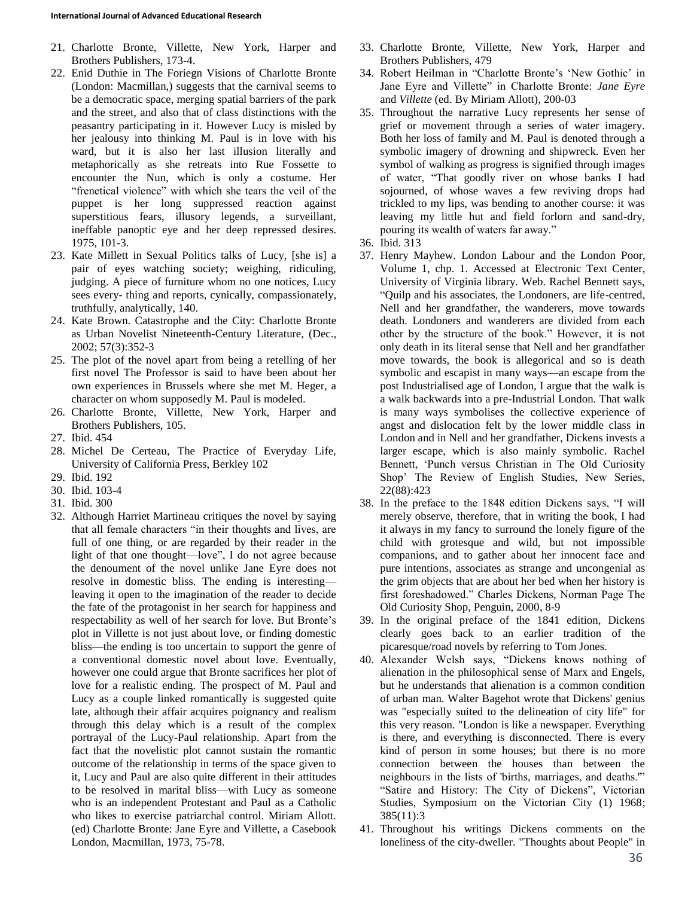21. Charlotte Bronte, Villette, New York, Harper and Brothers Publishers, 173-4.
22. Enid Duthie in The Foriegn Visions of Charlotte Bronte (London: Macmillan,) suggests that the carnival seems to be a democratic space, merging spatial barriers of the park and the street, and also that of class distinctions with the peasantry participating in it. However Lucy is misled by her jealousy into thinking M. Paul is in love with his ward, but it is also her last illusion literally and metaphorically as she retreats into Rue Fossette to encounter the Nun, which is only a costume. Her "frenetical violence" with which she tears the veil of the puppet is her long suppressed reaction against superstitious fears, illusory legends, a surveillant, ineffable panoptic eye and her deep repressed desires. 1975, 101-3.
23. Kate Millett in Sexual Politics talks of Lucy, [she is] a pair of eyes watching society; weighing, ridiculing, judging. A piece of furniture whom no one notices, Lucy sees every- thing and reports, cynically, compassionately, truthfully, analytically, 140.
24. Kate Brown. Catastrophe and the City: Charlotte Bronte as Urban Novelist Nineteenth-Century Literature, (Dec., 2002; 57(3):352-3
25. The plot of the novel apart from being a retelling of her first novel The Professor is said to have been about her own experiences in Brussels where she met M. Heger, a character on whom supposedly M. Paul is modeled.
26. Charlotte Bronte, Villette, New York, Harper and Brothers Publishers, 105.
27. Ibid. 454
28. Michel De Certeau, The Practice of Everyday Life, University of California Press, Berkley 102
29. Ibid. 192
30. Ibid. 103-4
31. Ibid. 300
32. Although Harriet Martineau critiques the novel by saying that all female characters "in their thoughts and lives, are full of one thing, or are regarded by their reader in the light of that one thought—love", I do not agree because the denoument of the novel unlike Jane Eyre does not resolve in domestic bliss. The ending is interesting—leaving it open to the imagination of the reader to decide the fate of the protagonist in her search for happiness and respectability as well of her search for love. But Bronte's plot in Villette is not just about love, or finding domestic bliss—the ending is too uncertain to support the genre of a conventional domestic novel about love. Eventually, however one could argue that Bronte sacrifices her plot of love for a realistic ending. The prospect of M. Paul and Lucy as a couple linked romantically is suggested quite late, although their affair acquires poignancy and realism through this delay which is a result of the complex portrayal of the Lucy-Paul relationship. Apart from the fact that the novelistic plot cannot sustain the romantic outcome of the relationship in terms of the space given to it, Lucy and Paul are also quite different in their attitudes to be resolved in marital bliss—with Lucy as someone who is an independent Protestant and Paul as a Catholic who likes to exercise patriarchal control. Miriam Allott. (ed) Charlotte Bronte: Jane Eyre and Villette, a Casebook London, Macmillan, 1973, 75-78.
33. Charlotte Bronte, Villette, New York, Harper and Brothers Publishers, 479
34. Robert Heilman in "Charlotte Bronte's 'New Gothic' in Jane Eyre and Villette" in Charlotte Bronte: *Jane Eyre* and *Villette* (ed. By Miriam Allott), 200-03
35. Throughout the narrative Lucy represents her sense of grief or movement through a series of water imagery. Both her loss of family and M. Paul is denoted through a symbolic imagery of drowning and shipwreck. Even her symbol of walking as progress is signified through images of water, "That goodly river on whose banks I had sojourned, of whose waves a few reviving drops had trickled to my lips, was bending to another course: it was leaving my little hut and field forlorn and sand-dry, pouring its wealth of waters far away."
36. Ibid. 313
37. Henry Mayhew. London Labour and the London Poor, Volume 1, chp. 1. Accessed at Electronic Text Center, University of Virginia library. Web. Rachel Bennett says, "Quilp and his associates, the Londoners, are life-centred, Nell and her grandfather, the wanderers, move towards death. Londoners and wanderers are divided from each other by the structure of the book." However, it is not only death in its literal sense that Nell and her grandfather move towards, the book is allegorical and so is death symbolic and escapist in many ways—an escape from the post Industrialised age of London, I argue that the walk is a walk backwards into a pre-Industrial London. That walk is many ways symbolises the collective experience of angst and dislocation felt by the lower middle class in London and in Nell and her grandfather, Dickens invests a larger escape, which is also mainly symbolic. Rachel Bennett, 'Punch versus Christian in The Old Curiosity Shop' The Review of English Studies, New Series, 22(88):423
38. In the preface to the 1848 edition Dickens says, "I will merely observe, therefore, that in writing the book, I had it always in my fancy to surround the lonely figure of the child with grotesque and wild, but not impossible companions, and to gather about her innocent face and pure intentions, associates as strange and uncongenial as the grim objects that are about her bed when her history is first foreshadowed." Charles Dickens, Norman Page The Old Curiosity Shop, Penguin, 2000, 8-9
39. In the original preface of the 1841 edition, Dickens clearly goes back to an earlier tradition of the picaresque/road novels by referring to Tom Jones.
40. Alexander Welsh says, "Dickens knows nothing of alienation in the philosophical sense of Marx and Engels, but he understands that alienation is a common condition of urban man. Walter Bagehot wrote that Dickens' genius was "especially suited to the delineation of city life" for this very reason. "London is like a newspaper. Everything is there, and everything is disconnected. There is every kind of person in some houses; but there is no more connection between the houses than between the neighbours in the lists of 'births, marriages, and deaths.'" "Satire and History: The City of Dickens", Victorian Studies, Symposium on the Victorian City (1) 1968; 385(11):3
41. Throughout his writings Dickens comments on the loneliness of the city-dweller. "Thoughts about People" in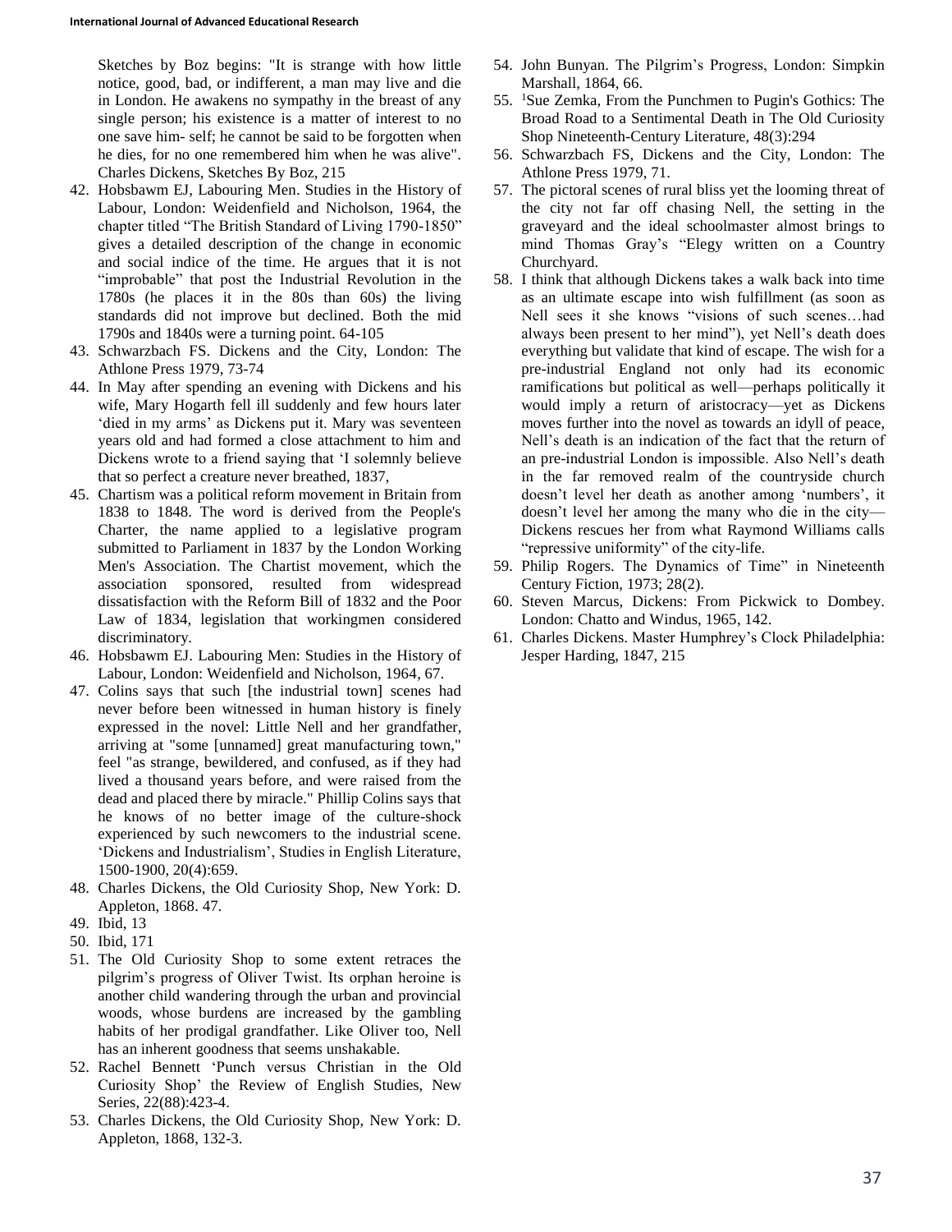Sketches by Boz begins: "It is strange with how little notice, good, bad, or indifferent, a man may live and die in London. He awakens no sympathy in the breast of any single person; his existence is a matter of interest to no one save him- self; he cannot be said to be forgotten when he dies, for no one remembered him when he was alive". Charles Dickens, Sketches By Boz, 215

42. Hobsbawm EJ, Labouring Men. Studies in the History of Labour, London: Weidenfield and Nicholson, 1964, the chapter titled "The British Standard of Living 1790-1850" gives a detailed description of the change in economic and social indice of the time. He argues that it is not "improbable" that post the Industrial Revolution in the 1780s (he places it in the 80s than 60s) the living standards did not improve but declined. Both the mid 1790s and 1840s were a turning point. 64-105
43. Schwarzbach FS. Dickens and the City, London: The Athlone Press 1979, 73-74
44. In May after spending an evening with Dickens and his wife, Mary Hogarth fell ill suddenly and few hours later 'died in my arms' as Dickens put it. Mary was seventeen years old and had formed a close attachment to him and Dickens wrote to a friend saying that 'I solemnly believe that so perfect a creature never breathed, 1837,
45. Chartism was a political reform movement in Britain from 1838 to 1848. The word is derived from the People's Charter, the name applied to a legislative program submitted to Parliament in 1837 by the London Working Men's Association. The Chartist movement, which the association sponsored, resulted from widespread dissatisfaction with the Reform Bill of 1832 and the Poor Law of 1834, legislation that workingmen considered discriminatory.
46. Hobsbawm EJ. Labouring Men: Studies in the History of Labour, London: Weidenfield and Nicholson, 1964, 67.
47. Colins says that such [the industrial town] scenes had never before been witnessed in human history is finely expressed in the novel: Little Nell and her grandfather, arriving at "some [unnamed] great manufacturing town," feel "as strange, bewildered, and confused, as if they had lived a thousand years before, and were raised from the dead and placed there by miracle." Phillip Colins says that he knows of no better image of the culture-shock experienced by such newcomers to the industrial scene. 'Dickens and Industrialism', Studies in English Literature, 1500-1900, 20(4):659.
48. Charles Dickens, the Old Curiosity Shop, New York: D. Appleton, 1868. 47.
49. Ibid, 13
50. Ibid, 171
51. The Old Curiosity Shop to some extent retraces the pilgrim's progress of Oliver Twist. Its orphan heroine is another child wandering through the urban and provincial woods, whose burdens are increased by the gambling habits of her prodigal grandfather. Like Oliver too, Nell has an inherent goodness that seems unshakable.
52. Rachel Bennett 'Punch versus Christian in the Old Curiosity Shop' the Review of English Studies, New Series, 22(88):423-4.
53. Charles Dickens, the Old Curiosity Shop, New York: D. Appleton, 1868, 132-3.
54. John Bunyan. The Pilgrim's Progress, London: Simpkin Marshall, 1864, 66.
55. [1]Sue Zemka, From the Punchmen to Pugin's Gothics: The Broad Road to a Sentimental Death in The Old Curiosity Shop Nineteenth-Century Literature, 48(3):294
56. Schwarzbach FS, Dickens and the City, London: The Athlone Press 1979, 71.
57. The pictoral scenes of rural bliss yet the looming threat of the city not far off chasing Nell, the setting in the graveyard and the ideal schoolmaster almost brings to mind Thomas Gray's "Elegy written on a Country Churchyard.
58. I think that although Dickens takes a walk back into time as an ultimate escape into wish fulfillment (as soon as Nell sees it she knows "visions of such scenes…had always been present to her mind"), yet Nell's death does everything but validate that kind of escape. The wish for a pre-industrial England not only had its economic ramifications but political as well—perhaps politically it would imply a return of aristocracy—yet as Dickens moves further into the novel as towards an idyll of peace, Nell's death is an indication of the fact that the return of an pre-industrial London is impossible. Also Nell's death in the far removed realm of the countryside church doesn't level her death as another among 'numbers', it doesn't level her among the many who die in the city—Dickens rescues her from what Raymond Williams calls "repressive uniformity" of the city-life.
59. Philip Rogers. The Dynamics of Time" in Nineteenth Century Fiction, 1973; 28(2).
60. Steven Marcus, Dickens: From Pickwick to Dombey. London: Chatto and Windus, 1965, 142.
61. Charles Dickens. Master Humphrey's Clock Philadelphia: Jesper Harding, 1847, 215